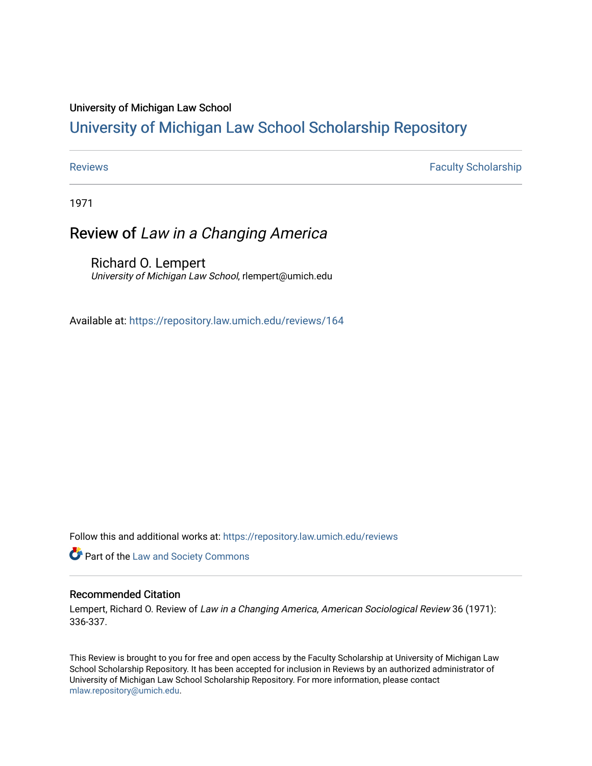University of Michigan Law School

# University of Michigan Law School Scholarship Repository

Reviews | Faculty Scholarship

1971

## Review of *Law in a Changing America*

Richard O. Lempert
*University of Michigan Law School*, rlempert@umich.edu

Available at: https://repository.law.umich.edu/reviews/164

Follow this and additional works at: https://repository.law.umich.edu/reviews

Part of the Law and Society Commons

### Recommended Citation

Lempert, Richard O. Review of *Law in a Changing America*, *American Sociological Review* 36 (1971): 336-337.

This Review is brought to you for free and open access by the Faculty Scholarship at University of Michigan Law School Scholarship Repository. It has been accepted for inclusion in Reviews by an authorized administrator of University of Michigan Law School Scholarship Repository. For more information, please contact mlaw.repository@umich.edu.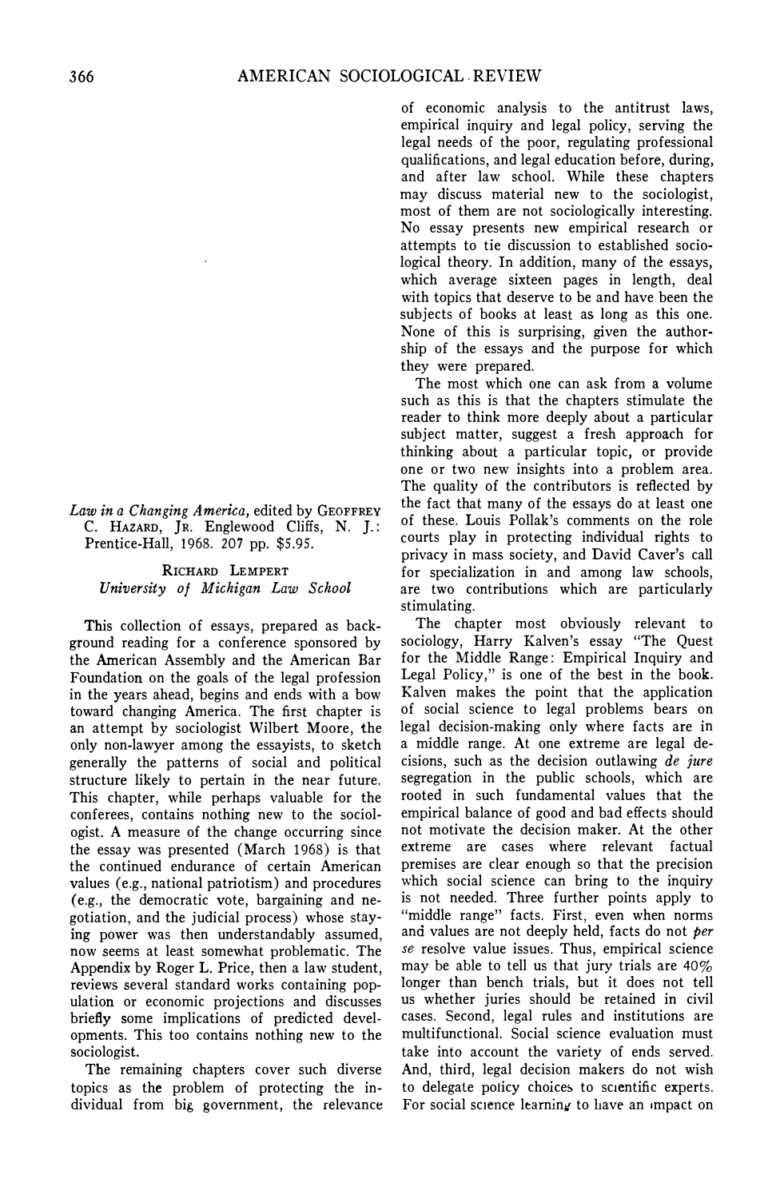of economic analysis to the antitrust laws, empirical inquiry and legal policy, serving the legal needs of the poor, regulating professional qualifications, and legal education before, during, and after law school. While these chapters may discuss material new to the sociologist, most of them are not sociologically interesting. No essay presents new empirical research or attempts to tie discussion to established sociological theory. In addition, many of the essays, which average sixteen pages in length, deal with topics that deserve to be and have been the subjects of books at least as long as this one. None of this is surprising, given the authorship of the essays and the purpose for which they were prepared.

The most which one can ask from a volume such as this is that the chapters stimulate the reader to think more deeply about a particular subject matter, suggest a fresh approach for thinking about a particular topic, or provide one or two new insights into a problem area. The quality of the contributors is reflected by the fact that many of the essays do at least one of these. Louis Pollak's comments on the role courts play in protecting individual rights to privacy in mass society, and David Caver's call for specialization in and among law schools, are two contributions which are particularly stimulating.

*Law in a Changing America*, edited by GEOFFREY C. HAZARD, JR. Englewood Cliffs, N. J.: Prentice-Hall, 1968. 207 pp. $5.95.

RICHARD LEMPERT
*University of Michigan Law School*

This collection of essays, prepared as background reading for a conference sponsored by the American Assembly and the American Bar Foundation on the goals of the legal profession in the years ahead, begins and ends with a bow toward changing America. The first chapter is an attempt by sociologist Wilbert Moore, the only non-lawyer among the essayists, to sketch generally the patterns of social and political structure likely to pertain in the near future. This chapter, while perhaps valuable for the conferees, contains nothing new to the sociologist. A measure of the change occurring since the essay was presented (March 1968) is that the continued endurance of certain American values (e.g., national patriotism) and procedures (e.g., the democratic vote, bargaining and negotiation, and the judicial process) whose staying power was then understandably assumed, now seems at least somewhat problematic. The Appendix by Roger L. Price, then a law student, reviews several standard works containing population or economic projections and discusses briefly some implications of predicted developments. This too contains nothing new to the sociologist.

The remaining chapters cover such diverse topics as the problem of protecting the individual from big government, the relevance

The chapter most obviously relevant to sociology, Harry Kalven's essay "The Quest for the Middle Range: Empirical Inquiry and Legal Policy," is one of the best in the book. Kalven makes the point that the application of social science to legal problems bears on legal decision-making only where facts are in a middle range. At one extreme are legal decisions, such as the decision outlawing *de jure* segregation in the public schools, which are rooted in such fundamental values that the empirical balance of good and bad effects should not motivate the decision maker. At the other extreme are cases where relevant factual premises are clear enough so that the precision which social science can bring to the inquiry is not needed. Three further points apply to "middle range" facts. First, even when norms and values are not deeply held, facts do not *per se* resolve value issues. Thus, empirical science may be able to tell us that jury trials are 40% longer than bench trials, but it does not tell us whether juries should be retained in civil cases. Second, legal rules and institutions are multifunctional. Social science evaluation must take into account the variety of ends served. And, third, legal decision makers do not wish to delegate policy choices to scientific experts. For social science learning to have an impact on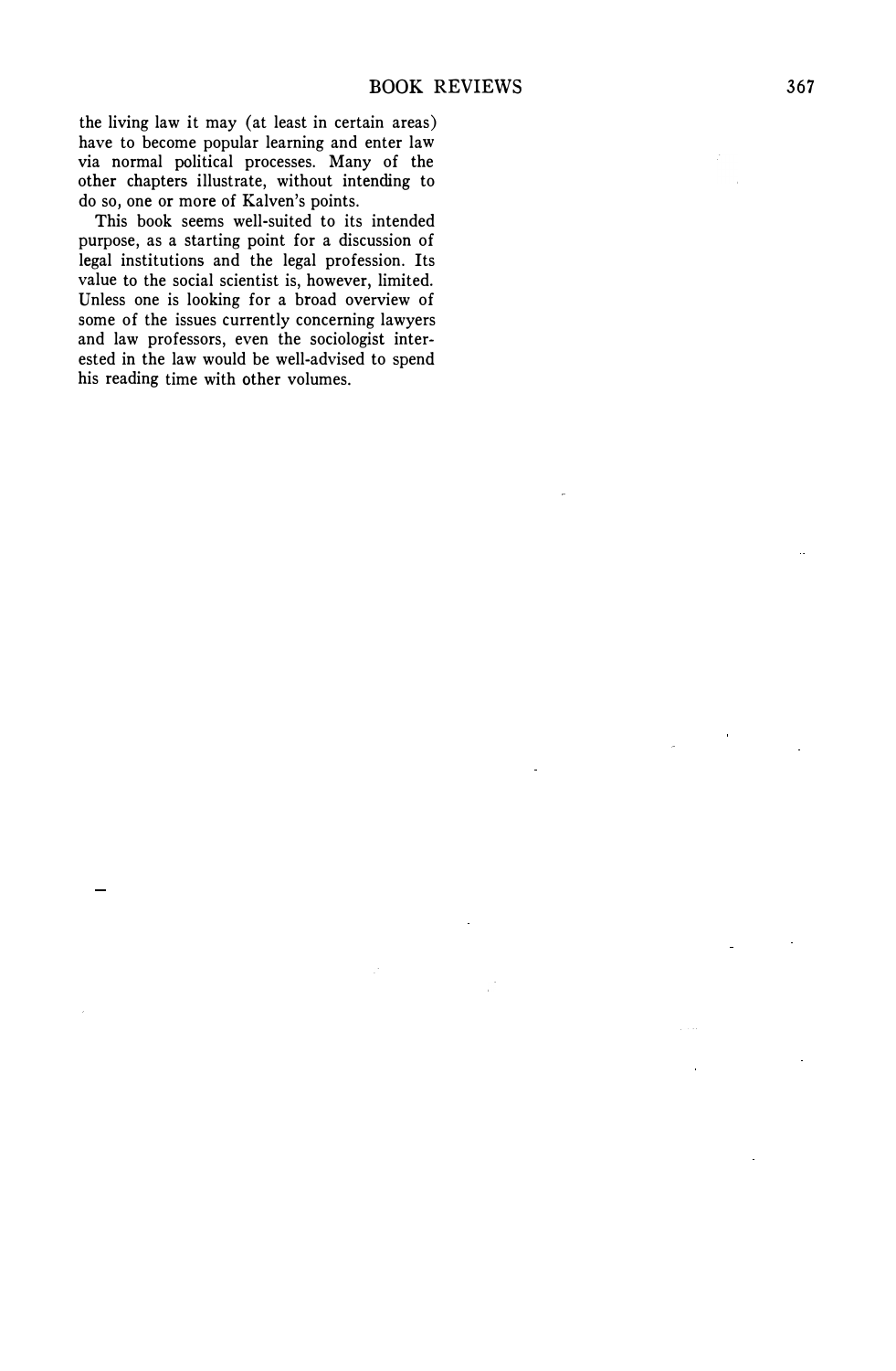the living law it may (at least in certain areas) have to become popular learning and enter law via normal political processes. Many of the other chapters illustrate, without intending to do so, one or more of Kalven's points.

This book seems well-suited to its intended purpose, as a starting point for a discussion of legal institutions and the legal profession. Its value to the social scientist is, however, limited. Unless one is looking for a broad overview of some of the issues currently concerning lawyers and law professors, even the sociologist interested in the law would be well-advised to spend his reading time with other volumes.